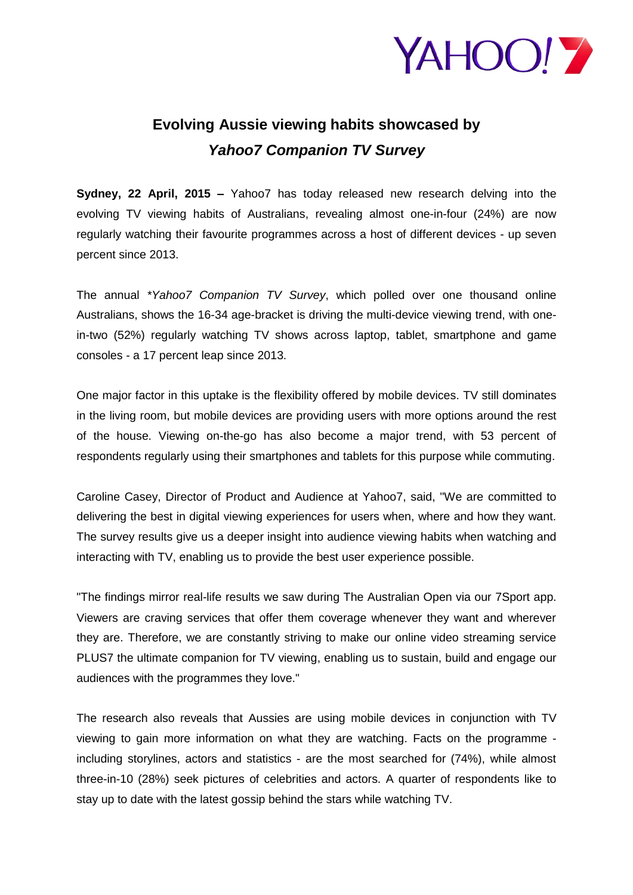# Evolving Aussie viewing habits showcased by *Yahoo7 Companion TV Survey*

**Sydney, 22 April, 2015 –** Yahoo7 has today released new research delving into the evolving TV viewing habits of Australians, revealing almost one-in-four (24%) are now regularly watching their favourite programmes across a host of different devices - up seven percent since 2013.

The annual **Yahoo7 Companion TV Survey*, which polled over one thousand online Australians, shows the 16-34 age-bracket is driving the multi-device viewing trend, with one-in-two (52%) regularly watching TV shows across laptop, tablet, smartphone and game consoles - a 17 percent leap since 2013.

One major factor in this uptake is the flexibility offered by mobile devices. TV still dominates in the living room, but mobile devices are providing users with more options around the rest of the house. Viewing on-the-go has also become a major trend, with 53 percent of respondents regularly using their smartphones and tablets for this purpose while commuting.

Caroline Casey, Director of Product and Audience at Yahoo7, said, "We are committed to delivering the best in digital viewing experiences for users when, where and how they want. The survey results give us a deeper insight into audience viewing habits when watching and interacting with TV, enabling us to provide the best user experience possible.

"The findings mirror real-life results we saw during The Australian Open via our 7Sport app. Viewers are craving services that offer them coverage whenever they want and wherever they are. Therefore, we are constantly striving to make our online video streaming service PLUS7 the ultimate companion for TV viewing, enabling us to sustain, build and engage our audiences with the programmes they love."

The research also reveals that Aussies are using mobile devices in conjunction with TV viewing to gain more information on what they are watching. Facts on the programme - including storylines, actors and statistics - are the most searched for (74%), while almost three-in-10 (28%) seek pictures of celebrities and actors. A quarter of respondents like to stay up to date with the latest gossip behind the stars while watching TV.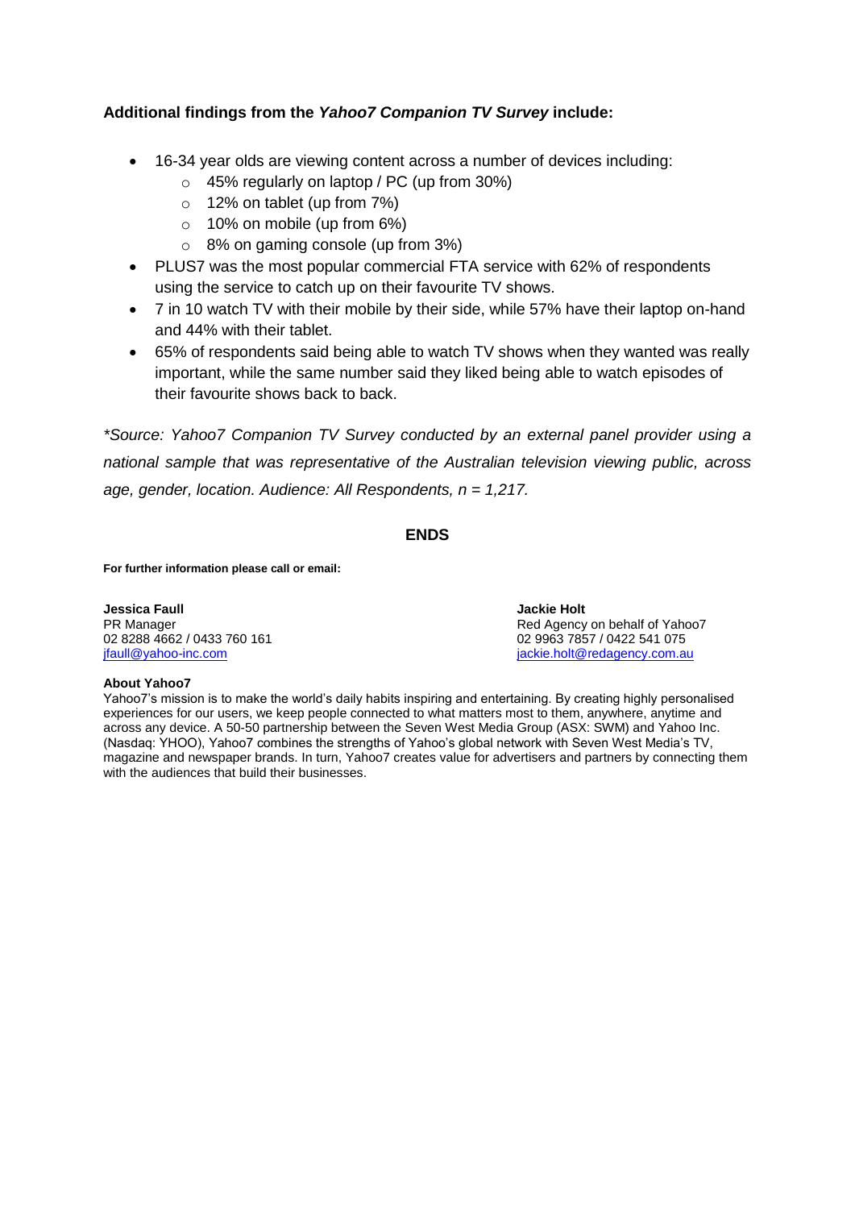**Additional findings from the *Yahoo7 Companion TV Survey* include:**

- 16-34 year olds are viewing content across a number of devices including:
  - 45% regularly on laptop / PC (up from 30%)
  - 12% on tablet (up from 7%)
  - 10% on mobile (up from 6%)
  - 8% on gaming console (up from 3%)
- PLUS7 was the most popular commercial FTA service with 62% of respondents using the service to catch up on their favourite TV shows.
- 7 in 10 watch TV with their mobile by their side, while 57% have their laptop on-hand and 44% with their tablet.
- 65% of respondents said being able to watch TV shows when they wanted was really important, while the same number said they liked being able to watch episodes of their favourite shows back to back.

**Source: Yahoo7 Companion TV Survey conducted by an external panel provider using a national sample that was representative of the Australian television viewing public, across age, gender, location. Audience: All Respondents, n = 1,217.*

**ENDS**

**For further information please call or email:**

**Jessica Faull**
PR Manager
02 8288 4662 / 0433 760 161
jfaull@yahoo-inc.com

**Jackie Holt**
Red Agency on behalf of Yahoo7
02 9963 7857 / 0422 541 075
jackie.holt@redagency.com.au

**About Yahoo7**
Yahoo7's mission is to make the world's daily habits inspiring and entertaining. By creating highly personalised experiences for our users, we keep people connected to what matters most to them, anywhere, anytime and across any device. A 50-50 partnership between the Seven West Media Group (ASX: SWM) and Yahoo Inc. (Nasdaq: YHOO), Yahoo7 combines the strengths of Yahoo's global network with Seven West Media's TV, magazine and newspaper brands. In turn, Yahoo7 creates value for advertisers and partners by connecting them with the audiences that build their businesses.